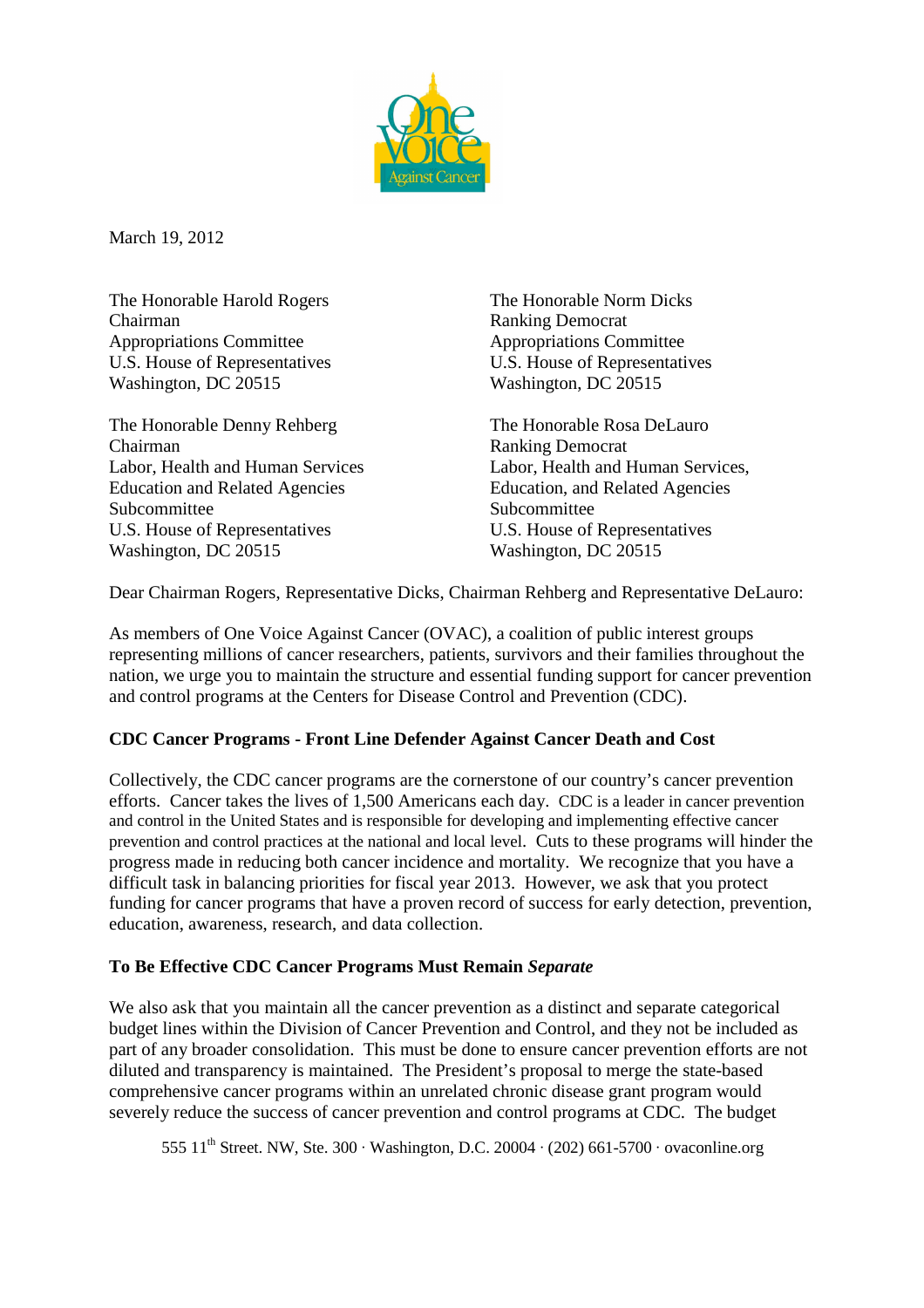March 19, 2012

The Honorable Harold Rogers
Chairman
Appropriations Committee
U.S. House of Representatives
Washington, DC 20515

The Honorable Norm Dicks
Ranking Democrat
Appropriations Committee
U.S. House of Representatives
Washington, DC 20515

The Honorable Denny Rehberg
Chairman
Labor, Health and Human Services
Education and Related Agencies
Subcommittee
U.S. House of Representatives
Washington, DC 20515

The Honorable Rosa DeLauro
Ranking Democrat
Labor, Health and Human Services,
Education, and Related Agencies
Subcommittee
U.S. House of Representatives
Washington, DC 20515

Dear Chairman Rogers, Representative Dicks, Chairman Rehberg and Representative DeLauro:

As members of One Voice Against Cancer (OVAC), a coalition of public interest groups representing millions of cancer researchers, patients, survivors and their families throughout the nation, we urge you to maintain the structure and essential funding support for cancer prevention and control programs at the Centers for Disease Control and Prevention (CDC).

**CDC Cancer Programs - Front Line Defender Against Cancer Death and Cost**

Collectively, the CDC cancer programs are the cornerstone of our country's cancer prevention efforts. Cancer takes the lives of 1,500 Americans each day. CDC is a leader in cancer prevention and control in the United States and is responsible for developing and implementing effective cancer prevention and control practices at the national and local level. Cuts to these programs will hinder the progress made in reducing both cancer incidence and mortality. We recognize that you have a difficult task in balancing priorities for fiscal year 2013. However, we ask that you protect funding for cancer programs that have a proven record of success for early detection, prevention, education, awareness, research, and data collection.

**To Be Effective CDC Cancer Programs Must Remain *Separate***

We also ask that you maintain all the cancer prevention as a distinct and separate categorical budget lines within the Division of Cancer Prevention and Control, and they not be included as part of any broader consolidation. This must be done to ensure cancer prevention efforts are not diluted and transparency is maintained. The President's proposal to merge the state-based comprehensive cancer programs within an unrelated chronic disease grant program would severely reduce the success of cancer prevention and control programs at CDC. The budget

555 11th Street. NW, Ste. 300 · Washington, D.C. 20004 · (202) 661-5700 · ovaconline.org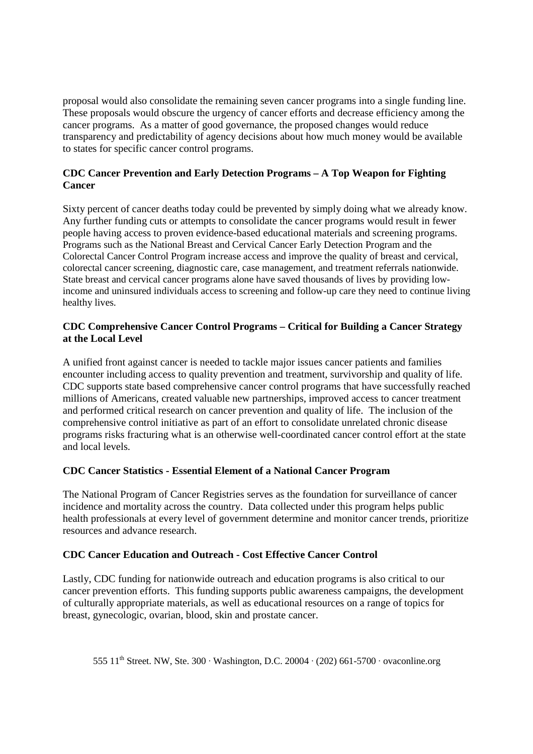proposal would also consolidate the remaining seven cancer programs into a single funding line. These proposals would obscure the urgency of cancer efforts and decrease efficiency among the cancer programs. As a matter of good governance, the proposed changes would reduce transparency and predictability of agency decisions about how much money would be available to states for specific cancer control programs.

**CDC Cancer Prevention and Early Detection Programs – A Top Weapon for Fighting Cancer**

Sixty percent of cancer deaths today could be prevented by simply doing what we already know. Any further funding cuts or attempts to consolidate the cancer programs would result in fewer people having access to proven evidence-based educational materials and screening programs. Programs such as the National Breast and Cervical Cancer Early Detection Program and the Colorectal Cancer Control Program increase access and improve the quality of breast and cervical, colorectal cancer screening, diagnostic care, case management, and treatment referrals nationwide. State breast and cervical cancer programs alone have saved thousands of lives by providing low-income and uninsured individuals access to screening and follow-up care they need to continue living healthy lives.

**CDC Comprehensive Cancer Control Programs – Critical for Building a Cancer Strategy at the Local Level**

A unified front against cancer is needed to tackle major issues cancer patients and families encounter including access to quality prevention and treatment, survivorship and quality of life. CDC supports state based comprehensive cancer control programs that have successfully reached millions of Americans, created valuable new partnerships, improved access to cancer treatment and performed critical research on cancer prevention and quality of life. The inclusion of the comprehensive control initiative as part of an effort to consolidate unrelated chronic disease programs risks fracturing what is an otherwise well-coordinated cancer control effort at the state and local levels.

**CDC Cancer Statistics - Essential Element of a National Cancer Program**

The National Program of Cancer Registries serves as the foundation for surveillance of cancer incidence and mortality across the country. Data collected under this program helps public health professionals at every level of government determine and monitor cancer trends, prioritize resources and advance research.

**CDC Cancer Education and Outreach - Cost Effective Cancer Control**

Lastly, CDC funding for nationwide outreach and education programs is also critical to our cancer prevention efforts. This funding supports public awareness campaigns, the development of culturally appropriate materials, as well as educational resources on a range of topics for breast, gynecologic, ovarian, blood, skin and prostate cancer.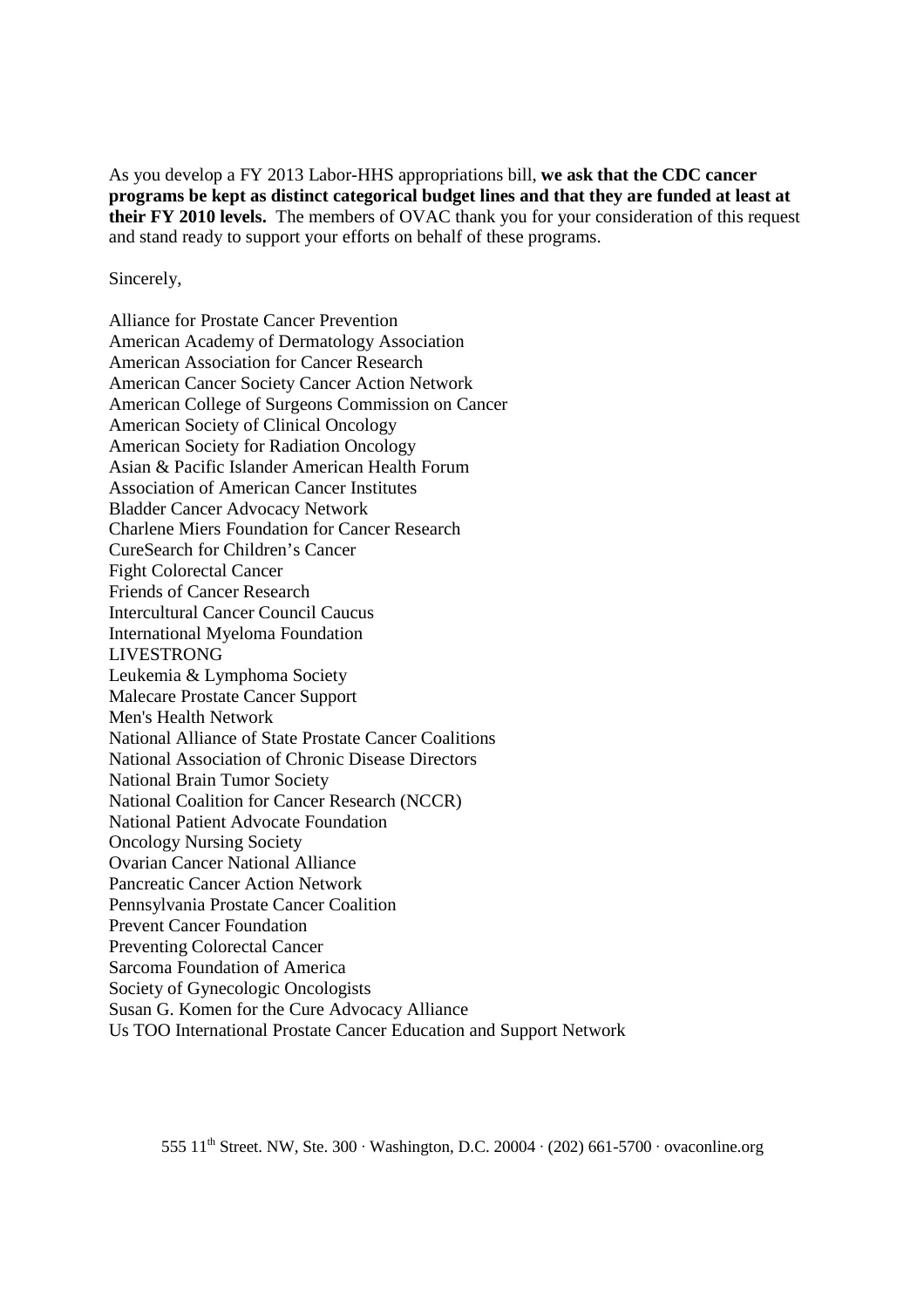As you develop a FY 2013 Labor-HHS appropriations bill, **we ask that the CDC cancer programs be kept as distinct categorical budget lines and that they are funded at least at their FY 2010 levels.** The members of OVAC thank you for your consideration of this request and stand ready to support your efforts on behalf of these programs.

Sincerely,

Alliance for Prostate Cancer Prevention  
American Academy of Dermatology Association  
American Association for Cancer Research  
American Cancer Society Cancer Action Network  
American College of Surgeons Commission on Cancer  
American Society of Clinical Oncology  
American Society for Radiation Oncology  
Asian & Pacific Islander American Health Forum  
Association of American Cancer Institutes  
Bladder Cancer Advocacy Network  
Charlene Miers Foundation for Cancer Research  
CureSearch for Children's Cancer  
Fight Colorectal Cancer  
Friends of Cancer Research  
Intercultural Cancer Council Caucus  
International Myeloma Foundation  
LIVESTRONG  
Leukemia & Lymphoma Society  
Malecare Prostate Cancer Support  
Men's Health Network  
National Alliance of State Prostate Cancer Coalitions  
National Association of Chronic Disease Directors  
National Brain Tumor Society  
National Coalition for Cancer Research (NCCR)  
National Patient Advocate Foundation  
Oncology Nursing Society  
Ovarian Cancer National Alliance  
Pancreatic Cancer Action Network  
Pennsylvania Prostate Cancer Coalition  
Prevent Cancer Foundation  
Preventing Colorectal Cancer  
Sarcoma Foundation of America  
Society of Gynecologic Oncologists  
Susan G. Komen for the Cure Advocacy Alliance  
Us TOO International Prostate Cancer Education and Support Network

555 11th Street. NW, Ste. 300 · Washington, D.C. 20004 · (202) 661-5700 · ovaconline.org